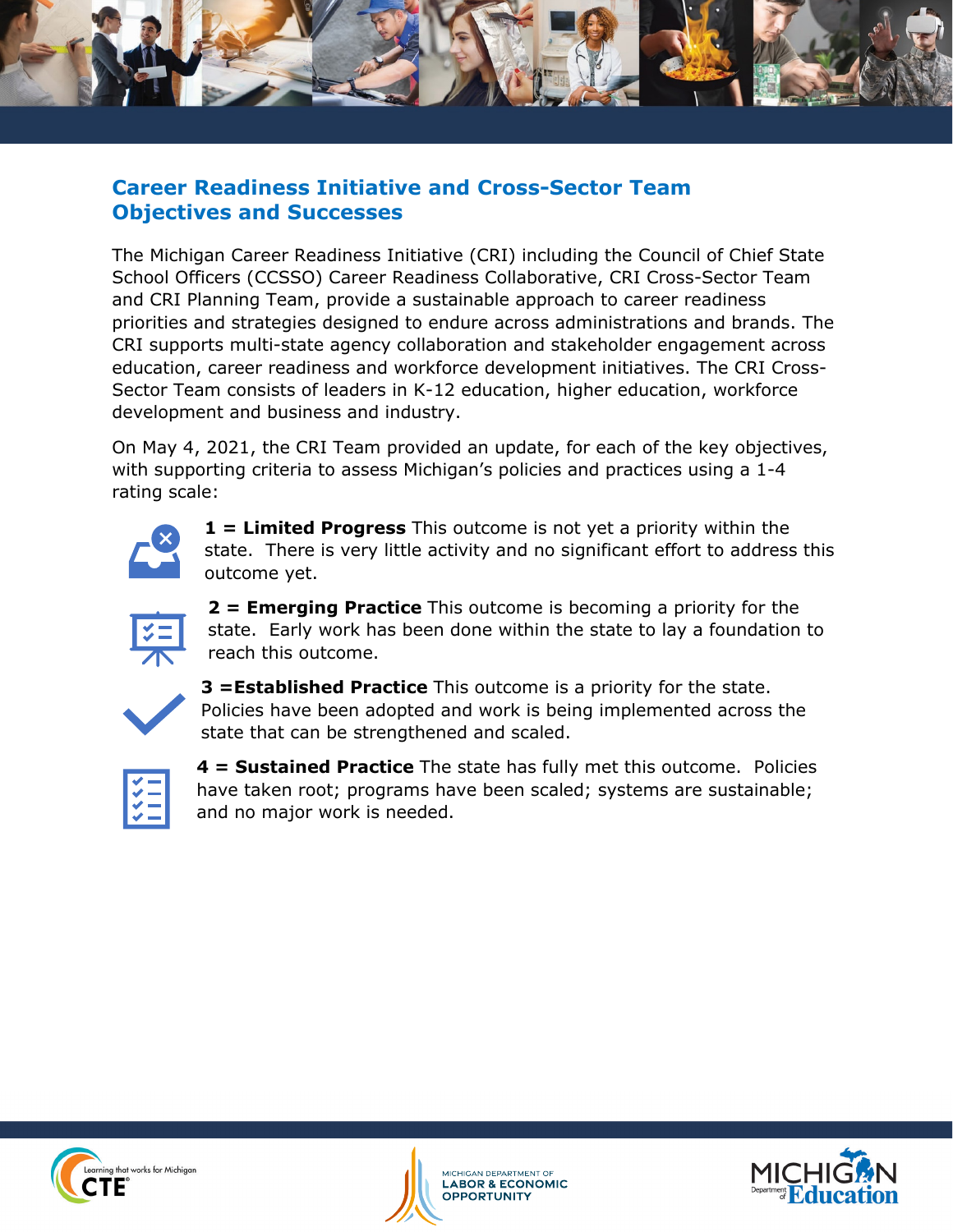## Career Readiness Initiative and Cross-Sector Team Objectives and Successes

The Michigan Career Readiness Initiative (CRI) including the Council of Chief State School Officers (CCSSO) Career Readiness Collaborative, CRI Cross-Sector Team and CRI Planning Team, provide a sustainable approach to career readiness priorities and strategies designed to endure across administrations and brands. The CRI supports multi-state agency collaboration and stakeholder engagement across education, career readiness and workforce development initiatives. The CRI Cross-Sector Team consists of leaders in K-12 education, higher education, workforce development and business and industry.

On May 4, 2021, the CRI Team provided an update, for each of the key objectives, with supporting criteria to assess Michigan's policies and practices using a 1-4 rating scale:

**1 = Limited Progress** This outcome is not yet a priority within the state. There is very little activity and no significant effort to address this outcome yet.

**2 = Emerging Practice** This outcome is becoming a priority for the state. Early work has been done within the state to lay a foundation to reach this outcome.

**3 =Established Practice** This outcome is a priority for the state. Policies have been adopted and work is being implemented across the state that can be strengthened and scaled.

**4 = Sustained Practice** The state has fully met this outcome. Policies have taken root; programs have been scaled; systems are sustainable; and no major work is needed.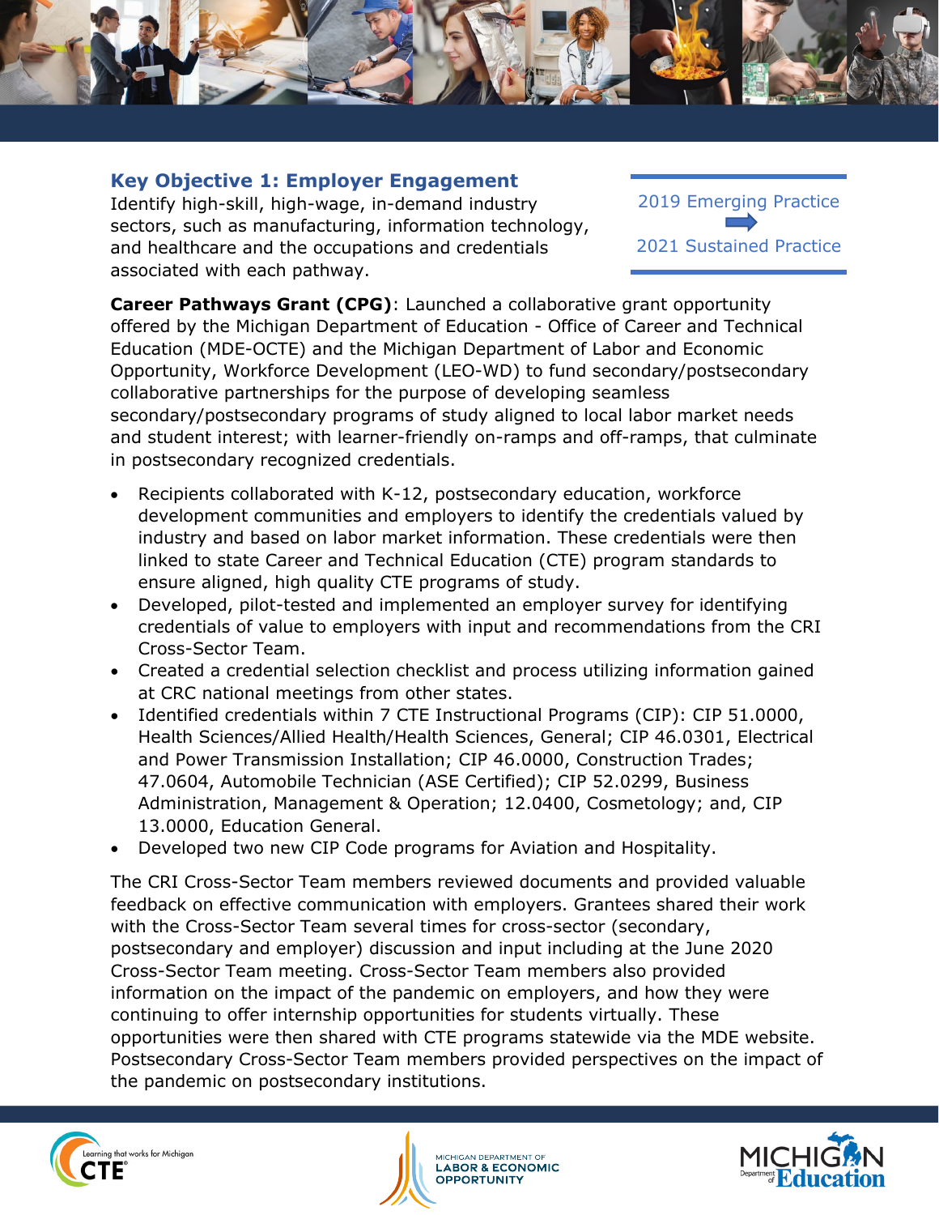## Key Objective 1: Employer Engagement

Identify high-skill, high-wage, in-demand industry sectors, such as manufacturing, information technology, and healthcare and the occupations and credentials associated with each pathway.

2019 Emerging Practice → 2021 Sustained Practice

**Career Pathways Grant (CPG)**: Launched a collaborative grant opportunity offered by the Michigan Department of Education - Office of Career and Technical Education (MDE-OCTE) and the Michigan Department of Labor and Economic Opportunity, Workforce Development (LEO-WD) to fund secondary/postsecondary collaborative partnerships for the purpose of developing seamless secondary/postsecondary programs of study aligned to local labor market needs and student interest; with learner-friendly on-ramps and off-ramps, that culminate in postsecondary recognized credentials.

- Recipients collaborated with K-12, postsecondary education, workforce development communities and employers to identify the credentials valued by industry and based on labor market information. These credentials were then linked to state Career and Technical Education (CTE) program standards to ensure aligned, high quality CTE programs of study.
- Developed, pilot-tested and implemented an employer survey for identifying credentials of value to employers with input and recommendations from the CRI Cross-Sector Team.
- Created a credential selection checklist and process utilizing information gained at CRC national meetings from other states.
- Identified credentials within 7 CTE Instructional Programs (CIP): CIP 51.0000, Health Sciences/Allied Health/Health Sciences, General; CIP 46.0301, Electrical and Power Transmission Installation; CIP 46.0000, Construction Trades; 47.0604, Automobile Technician (ASE Certified); CIP 52.0299, Business Administration, Management & Operation; 12.0400, Cosmetology; and, CIP 13.0000, Education General.
- Developed two new CIP Code programs for Aviation and Hospitality.

The CRI Cross-Sector Team members reviewed documents and provided valuable feedback on effective communication with employers. Grantees shared their work with the Cross-Sector Team several times for cross-sector (secondary, postsecondary and employer) discussion and input including at the June 2020 Cross-Sector Team meeting. Cross-Sector Team members also provided information on the impact of the pandemic on employers, and how they were continuing to offer internship opportunities for students virtually. These opportunities were then shared with CTE programs statewide via the MDE website. Postsecondary Cross-Sector Team members provided perspectives on the impact of the pandemic on postsecondary institutions.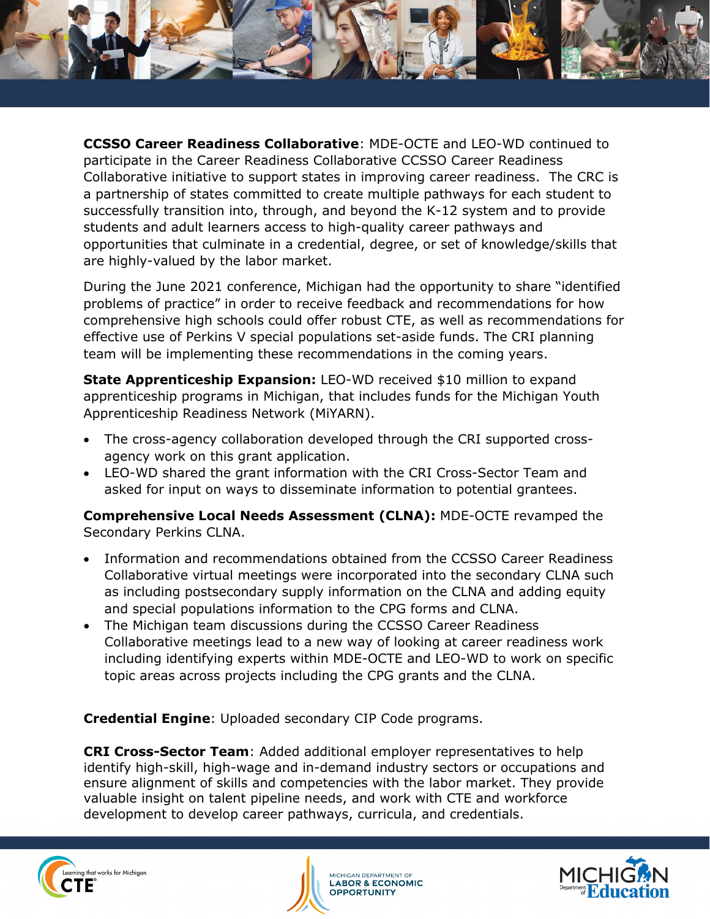**CCSSO Career Readiness Collaborative**: MDE-OCTE and LEO-WD continued to participate in the Career Readiness Collaborative CCSSO Career Readiness Collaborative initiative to support states in improving career readiness. The CRC is a partnership of states committed to create multiple pathways for each student to successfully transition into, through, and beyond the K-12 system and to provide students and adult learners access to high-quality career pathways and opportunities that culminate in a credential, degree, or set of knowledge/skills that are highly-valued by the labor market.

During the June 2021 conference, Michigan had the opportunity to share "identified problems of practice" in order to receive feedback and recommendations for how comprehensive high schools could offer robust CTE, as well as recommendations for effective use of Perkins V special populations set-aside funds. The CRI planning team will be implementing these recommendations in the coming years.

**State Apprenticeship Expansion:** LEO-WD received $10 million to expand apprenticeship programs in Michigan, that includes funds for the Michigan Youth Apprenticeship Readiness Network (MiYARN).

- The cross-agency collaboration developed through the CRI supported cross-agency work on this grant application.
- LEO-WD shared the grant information with the CRI Cross-Sector Team and asked for input on ways to disseminate information to potential grantees.

**Comprehensive Local Needs Assessment (CLNA):** MDE-OCTE revamped the Secondary Perkins CLNA.

- Information and recommendations obtained from the CCSSO Career Readiness Collaborative virtual meetings were incorporated into the secondary CLNA such as including postsecondary supply information on the CLNA and adding equity and special populations information to the CPG forms and CLNA.
- The Michigan team discussions during the CCSSO Career Readiness Collaborative meetings lead to a new way of looking at career readiness work including identifying experts within MDE-OCTE and LEO-WD to work on specific topic areas across projects including the CPG grants and the CLNA.

**Credential Engine**: Uploaded secondary CIP Code programs.

**CRI Cross-Sector Team**: Added additional employer representatives to help identify high-skill, high-wage and in-demand industry sectors or occupations and ensure alignment of skills and competencies with the labor market. They provide valuable insight on talent pipeline needs, and work with CTE and workforce development to develop career pathways, curricula, and credentials.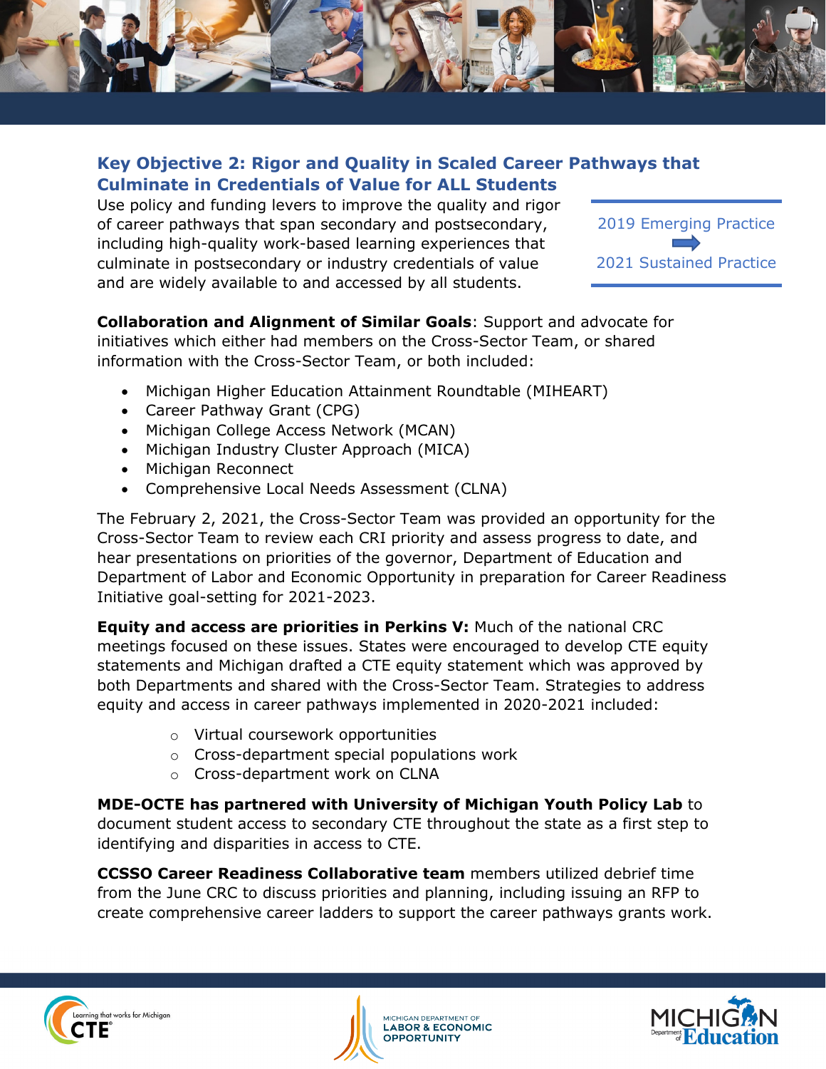## Key Objective 2: Rigor and Quality in Scaled Career Pathways that Culminate in Credentials of Value for ALL Students

Use policy and funding levers to improve the quality and rigor of career pathways that span secondary and postsecondary, including high-quality work-based learning experiences that culminate in postsecondary or industry credentials of value and are widely available to and accessed by all students.

2019 Emerging Practice → 2021 Sustained Practice

**Collaboration and Alignment of Similar Goals**: Support and advocate for initiatives which either had members on the Cross-Sector Team, or shared information with the Cross-Sector Team, or both included:

- Michigan Higher Education Attainment Roundtable (MIHEART)
- Career Pathway Grant (CPG)
- Michigan College Access Network (MCAN)
- Michigan Industry Cluster Approach (MICA)
- Michigan Reconnect
- Comprehensive Local Needs Assessment (CLNA)

The February 2, 2021, the Cross-Sector Team was provided an opportunity for the Cross-Sector Team to review each CRI priority and assess progress to date, and hear presentations on priorities of the governor, Department of Education and Department of Labor and Economic Opportunity in preparation for Career Readiness Initiative goal-setting for 2021-2023.

**Equity and access are priorities in Perkins V:** Much of the national CRC meetings focused on these issues. States were encouraged to develop CTE equity statements and Michigan drafted a CTE equity statement which was approved by both Departments and shared with the Cross-Sector Team. Strategies to address equity and access in career pathways implemented in 2020-2021 included:

- Virtual coursework opportunities
- Cross-department special populations work
- Cross-department work on CLNA

**MDE-OCTE has partnered with University of Michigan Youth Policy Lab** to document student access to secondary CTE throughout the state as a first step to identifying and disparities in access to CTE.

**CCSSO Career Readiness Collaborative team** members utilized debrief time from the June CRC to discuss priorities and planning, including issuing an RFP to create comprehensive career ladders to support the career pathways grants work.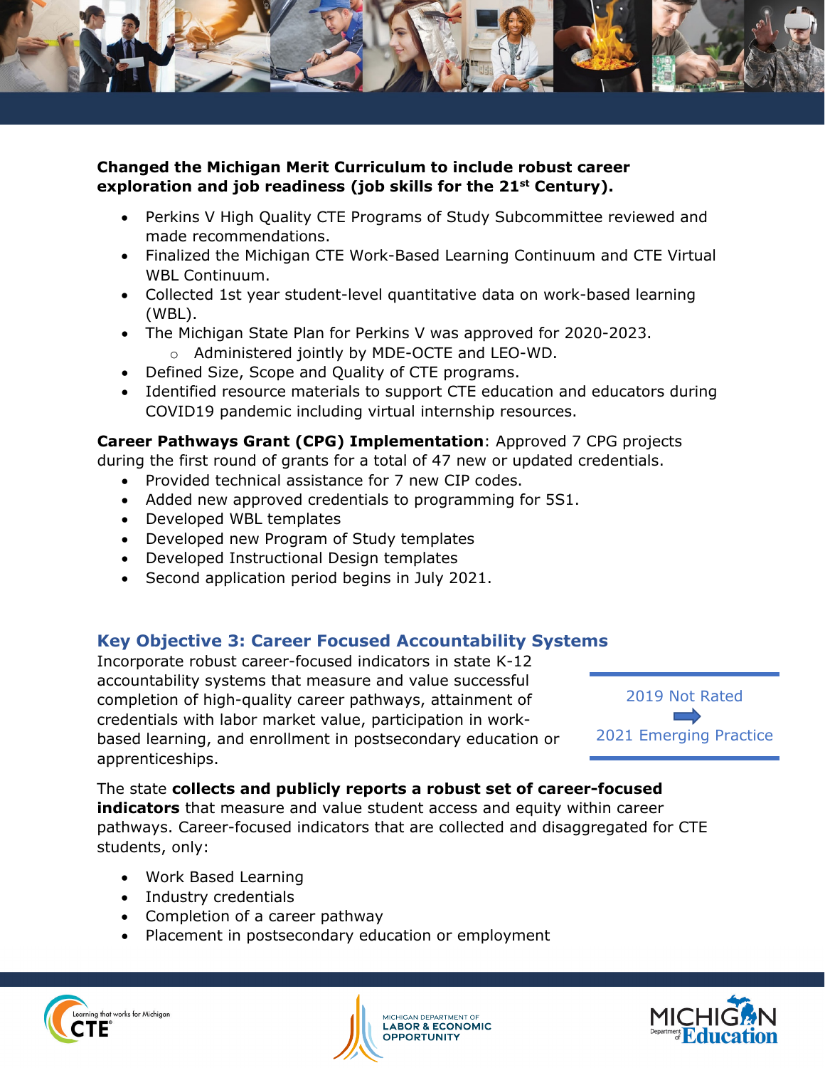**Changed the Michigan Merit Curriculum to include robust career exploration and job readiness (job skills for the 21st Century).**

- Perkins V High Quality CTE Programs of Study Subcommittee reviewed and made recommendations.
- Finalized the Michigan CTE Work-Based Learning Continuum and CTE Virtual WBL Continuum.
- Collected 1st year student-level quantitative data on work-based learning (WBL).
- The Michigan State Plan for Perkins V was approved for 2020-2023.
  - Administered jointly by MDE-OCTE and LEO-WD.
- Defined Size, Scope and Quality of CTE programs.
- Identified resource materials to support CTE education and educators during COVID19 pandemic including virtual internship resources.

**Career Pathways Grant (CPG) Implementation**: Approved 7 CPG projects during the first round of grants for a total of 47 new or updated credentials.

- Provided technical assistance for 7 new CIP codes.
- Added new approved credentials to programming for 5S1.
- Developed WBL templates
- Developed new Program of Study templates
- Developed Instructional Design templates
- Second application period begins in July 2021.

## Key Objective 3: Career Focused Accountability Systems

Incorporate robust career-focused indicators in state K-12 accountability systems that measure and value successful completion of high-quality career pathways, attainment of credentials with labor market value, participation in work-based learning, and enrollment in postsecondary education or apprenticeships.

2019 Not Rated → 2021 Emerging Practice

The state **collects and publicly reports a robust set of career-focused indicators** that measure and value student access and equity within career pathways. Career-focused indicators that are collected and disaggregated for CTE students, only:

- Work Based Learning
- Industry credentials
- Completion of a career pathway
- Placement in postsecondary education or employment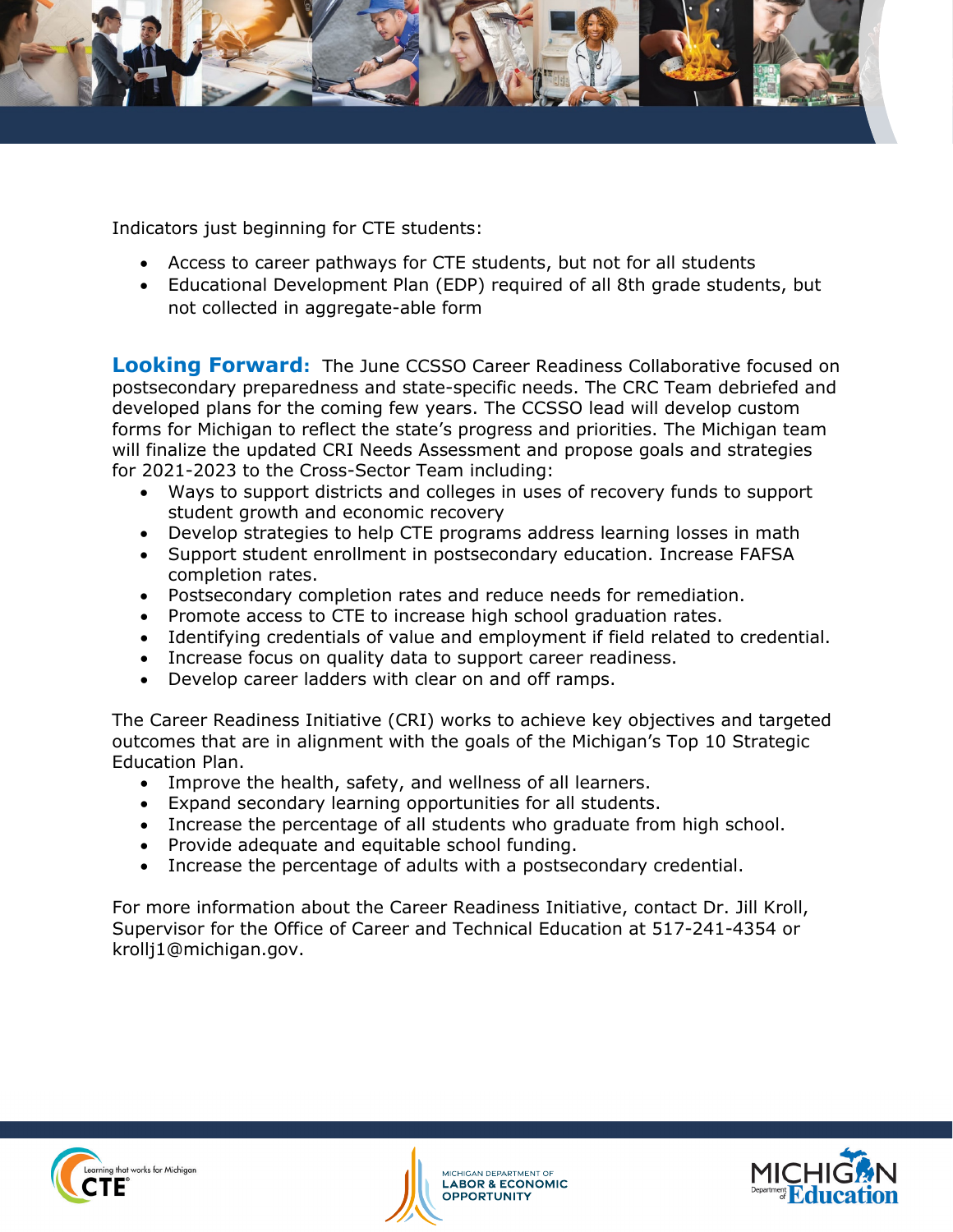Indicators just beginning for CTE students:

- Access to career pathways for CTE students, but not for all students
- Educational Development Plan (EDP) required of all 8th grade students, but not collected in aggregate-able form

**Looking Forward:** The June CCSSO Career Readiness Collaborative focused on postsecondary preparedness and state-specific needs. The CRC Team debriefed and developed plans for the coming few years. The CCSSO lead will develop custom forms for Michigan to reflect the state's progress and priorities. The Michigan team will finalize the updated CRI Needs Assessment and propose goals and strategies for 2021-2023 to the Cross-Sector Team including:

- Ways to support districts and colleges in uses of recovery funds to support student growth and economic recovery
- Develop strategies to help CTE programs address learning losses in math
- Support student enrollment in postsecondary education. Increase FAFSA completion rates.
- Postsecondary completion rates and reduce needs for remediation.
- Promote access to CTE to increase high school graduation rates.
- Identifying credentials of value and employment if field related to credential.
- Increase focus on quality data to support career readiness.
- Develop career ladders with clear on and off ramps.

The Career Readiness Initiative (CRI) works to achieve key objectives and targeted outcomes that are in alignment with the goals of the Michigan's Top 10 Strategic Education Plan.

- Improve the health, safety, and wellness of all learners.
- Expand secondary learning opportunities for all students.
- Increase the percentage of all students who graduate from high school.
- Provide adequate and equitable school funding.
- Increase the percentage of adults with a postsecondary credential.

For more information about the Career Readiness Initiative, contact Dr. Jill Kroll, Supervisor for the Office of Career and Technical Education at 517-241-4354 or krollj1@michigan.gov.